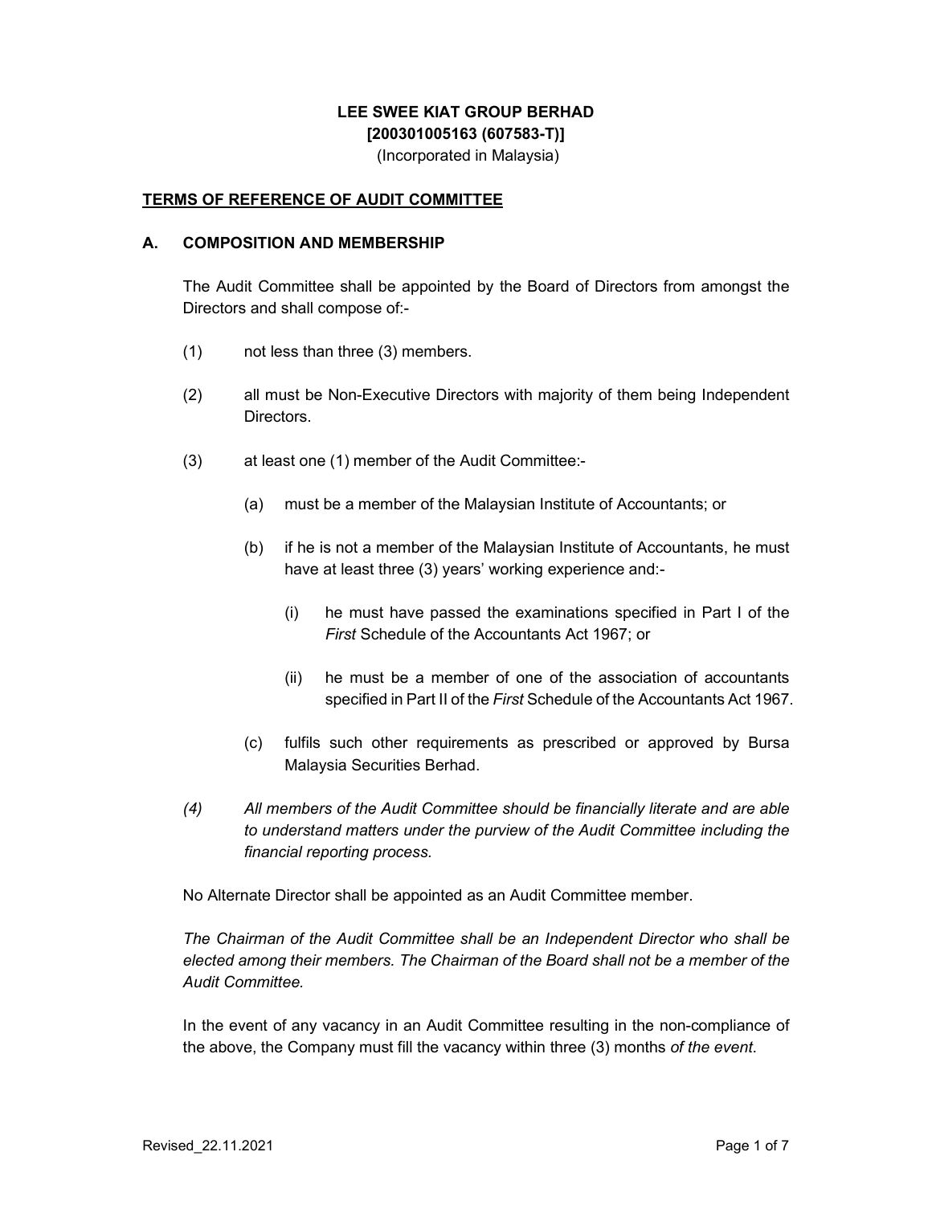**LEE SWEE KIAT GROUP BERHAD**
**[200301005163 (607583-T)]**
(Incorporated in Malaysia)

## TERMS OF REFERENCE OF AUDIT COMMITTEE

### A. COMPOSITION AND MEMBERSHIP

The Audit Committee shall be appointed by the Board of Directors from amongst the Directors and shall compose of:-

(1) not less than three (3) members.

(2) all must be Non-Executive Directors with majority of them being Independent Directors.

(3) at least one (1) member of the Audit Committee:-

  (a) must be a member of the Malaysian Institute of Accountants; or

  (b) if he is not a member of the Malaysian Institute of Accountants, he must have at least three (3) years' working experience and:-

    (i) he must have passed the examinations specified in Part I of the *First* Schedule of the Accountants Act 1967; or

    (ii) he must be a member of one of the association of accountants specified in Part II of the *First* Schedule of the Accountants Act 1967.

  (c) fulfils such other requirements as prescribed or approved by Bursa Malaysia Securities Berhad.

*(4) All members of the Audit Committee should be financially literate and are able to understand matters under the purview of the Audit Committee including the financial reporting process.*

No Alternate Director shall be appointed as an Audit Committee member.

*The Chairman of the Audit Committee shall be an Independent Director who shall be elected among their members. The Chairman of the Board shall not be a member of the Audit Committee.*

In the event of any vacancy in an Audit Committee resulting in the non-compliance of the above, the Company must fill the vacancy within three (3) months *of the event*.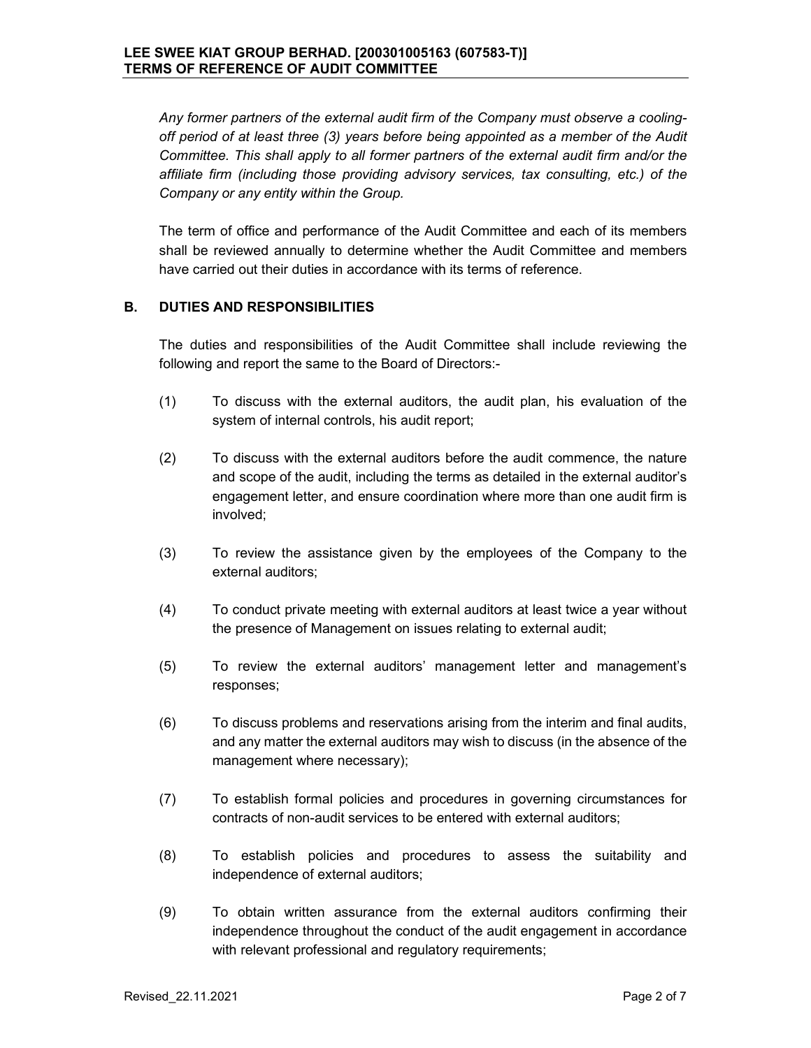*Any former partners of the external audit firm of the Company must observe a cooling-off period of at least three (3) years before being appointed as a member of the Audit Committee. This shall apply to all former partners of the external audit firm and/or the affiliate firm (including those providing advisory services, tax consulting, etc.) of the Company or any entity within the Group.*

The term of office and performance of the Audit Committee and each of its members shall be reviewed annually to determine whether the Audit Committee and members have carried out their duties in accordance with its terms of reference.

## B. DUTIES AND RESPONSIBILITIES

The duties and responsibilities of the Audit Committee shall include reviewing the following and report the same to the Board of Directors:-

(1) To discuss with the external auditors, the audit plan, his evaluation of the system of internal controls, his audit report;

(2) To discuss with the external auditors before the audit commence, the nature and scope of the audit, including the terms as detailed in the external auditor's engagement letter, and ensure coordination where more than one audit firm is involved;

(3) To review the assistance given by the employees of the Company to the external auditors;

(4) To conduct private meeting with external auditors at least twice a year without the presence of Management on issues relating to external audit;

(5) To review the external auditors' management letter and management's responses;

(6) To discuss problems and reservations arising from the interim and final audits, and any matter the external auditors may wish to discuss (in the absence of the management where necessary);

(7) To establish formal policies and procedures in governing circumstances for contracts of non-audit services to be entered with external auditors;

(8) To establish policies and procedures to assess the suitability and independence of external auditors;

(9) To obtain written assurance from the external auditors confirming their independence throughout the conduct of the audit engagement in accordance with relevant professional and regulatory requirements;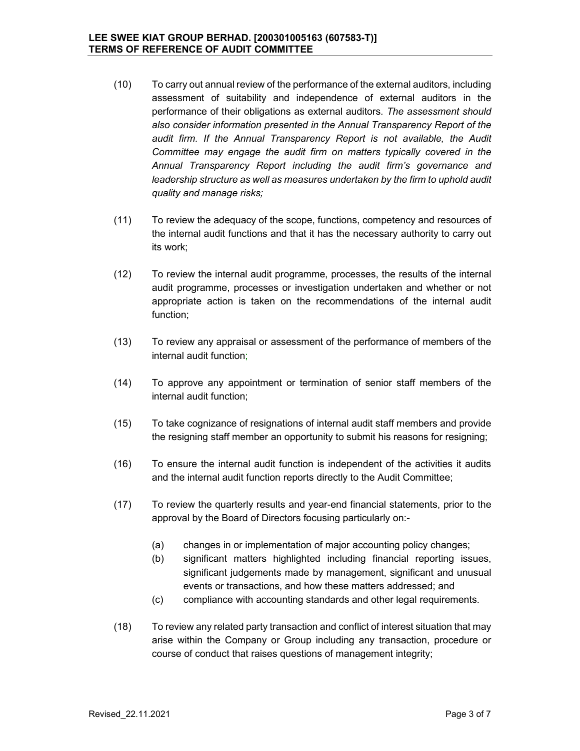(10) To carry out annual review of the performance of the external auditors, including assessment of suitability and independence of external auditors in the performance of their obligations as external auditors. *The assessment should also consider information presented in the Annual Transparency Report of the audit firm. If the Annual Transparency Report is not available, the Audit Committee may engage the audit firm on matters typically covered in the Annual Transparency Report including the audit firm's governance and leadership structure as well as measures undertaken by the firm to uphold audit quality and manage risks;*

(11) To review the adequacy of the scope, functions, competency and resources of the internal audit functions and that it has the necessary authority to carry out its work;

(12) To review the internal audit programme, processes, the results of the internal audit programme, processes or investigation undertaken and whether or not appropriate action is taken on the recommendations of the internal audit function;

(13) To review any appraisal or assessment of the performance of members of the internal audit function;

(14) To approve any appointment or termination of senior staff members of the internal audit function;

(15) To take cognizance of resignations of internal audit staff members and provide the resigning staff member an opportunity to submit his reasons for resigning;

(16) To ensure the internal audit function is independent of the activities it audits and the internal audit function reports directly to the Audit Committee;

(17) To review the quarterly results and year-end financial statements, prior to the approval by the Board of Directors focusing particularly on:-

  (a) changes in or implementation of major accounting policy changes;
  (b) significant matters highlighted including financial reporting issues, significant judgements made by management, significant and unusual events or transactions, and how these matters addressed; and
  (c) compliance with accounting standards and other legal requirements.

(18) To review any related party transaction and conflict of interest situation that may arise within the Company or Group including any transaction, procedure or course of conduct that raises questions of management integrity;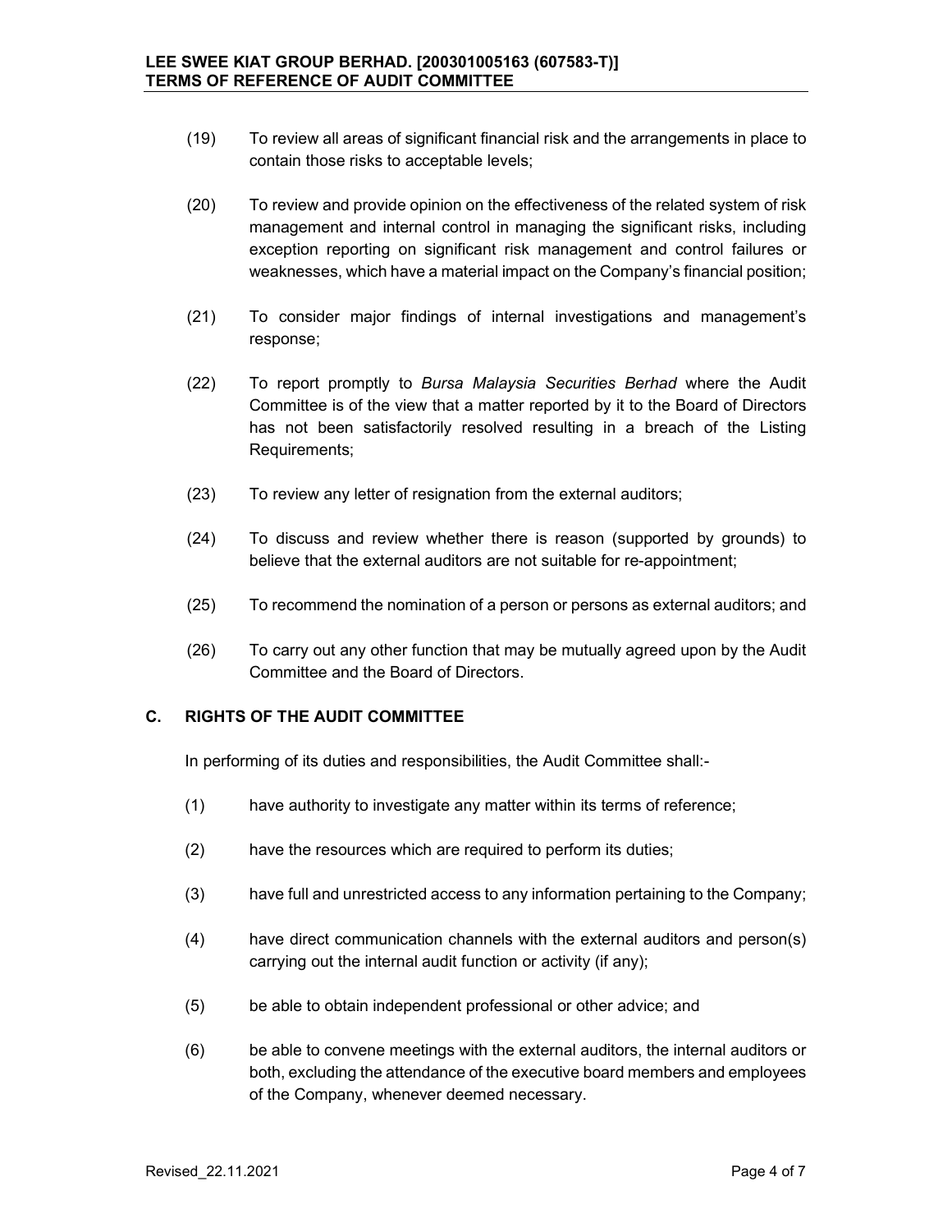(19) To review all areas of significant financial risk and the arrangements in place to contain those risks to acceptable levels;

(20) To review and provide opinion on the effectiveness of the related system of risk management and internal control in managing the significant risks, including exception reporting on significant risk management and control failures or weaknesses, which have a material impact on the Company's financial position;

(21) To consider major findings of internal investigations and management's response;

(22) To report promptly to *Bursa Malaysia Securities Berhad* where the Audit Committee is of the view that a matter reported by it to the Board of Directors has not been satisfactorily resolved resulting in a breach of the Listing Requirements;

(23) To review any letter of resignation from the external auditors;

(24) To discuss and review whether there is reason (supported by grounds) to believe that the external auditors are not suitable for re-appointment;

(25) To recommend the nomination of a person or persons as external auditors; and

(26) To carry out any other function that may be mutually agreed upon by the Audit Committee and the Board of Directors.

## C. RIGHTS OF THE AUDIT COMMITTEE

In performing of its duties and responsibilities, the Audit Committee shall:-

(1) have authority to investigate any matter within its terms of reference;

(2) have the resources which are required to perform its duties;

(3) have full and unrestricted access to any information pertaining to the Company;

(4) have direct communication channels with the external auditors and person(s) carrying out the internal audit function or activity (if any);

(5) be able to obtain independent professional or other advice; and

(6) be able to convene meetings with the external auditors, the internal auditors or both, excluding the attendance of the executive board members and employees of the Company, whenever deemed necessary.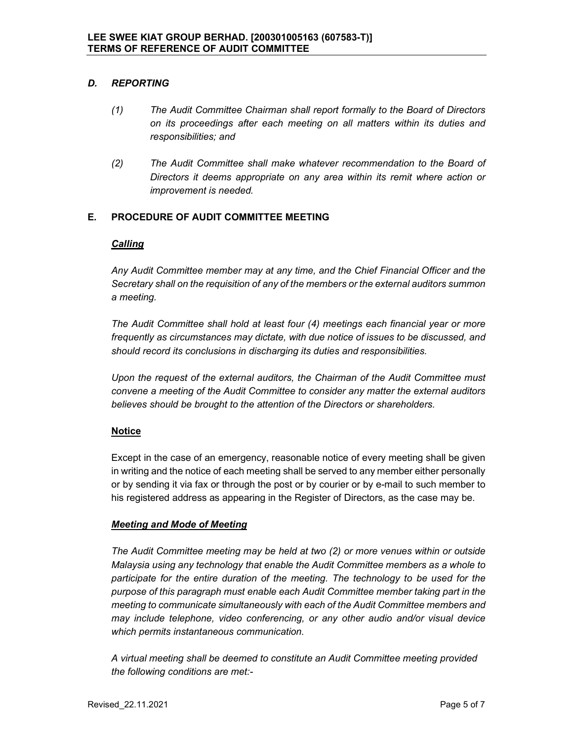## *D. REPORTING*

*(1) The Audit Committee Chairman shall report formally to the Board of Directors on its proceedings after each meeting on all matters within its duties and responsibilities; and*

*(2) The Audit Committee shall make whatever recommendation to the Board of Directors it deems appropriate on any area within its remit where action or improvement is needed.*

## E. PROCEDURE OF AUDIT COMMITTEE MEETING

### ***Calling***

*Any Audit Committee member may at any time, and the Chief Financial Officer and the Secretary shall on the requisition of any of the members or the external auditors summon a meeting.*

*The Audit Committee shall hold at least four (4) meetings each financial year or more frequently as circumstances may dictate, with due notice of issues to be discussed, and should record its conclusions in discharging its duties and responsibilities.*

*Upon the request of the external auditors, the Chairman of the Audit Committee must convene a meeting of the Audit Committee to consider any matter the external auditors believes should be brought to the attention of the Directors or shareholders.*

### **Notice**

Except in the case of an emergency, reasonable notice of every meeting shall be given in writing and the notice of each meeting shall be served to any member either personally or by sending it via fax or through the post or by courier or by e-mail to such member to his registered address as appearing in the Register of Directors, as the case may be.

### ***Meeting and Mode of Meeting***

*The Audit Committee meeting may be held at two (2) or more venues within or outside Malaysia using any technology that enable the Audit Committee members as a whole to participate for the entire duration of the meeting. The technology to be used for the purpose of this paragraph must enable each Audit Committee member taking part in the meeting to communicate simultaneously with each of the Audit Committee members and may include telephone, video conferencing, or any other audio and/or visual device which permits instantaneous communication.*

*A virtual meeting shall be deemed to constitute an Audit Committee meeting provided the following conditions are met:-*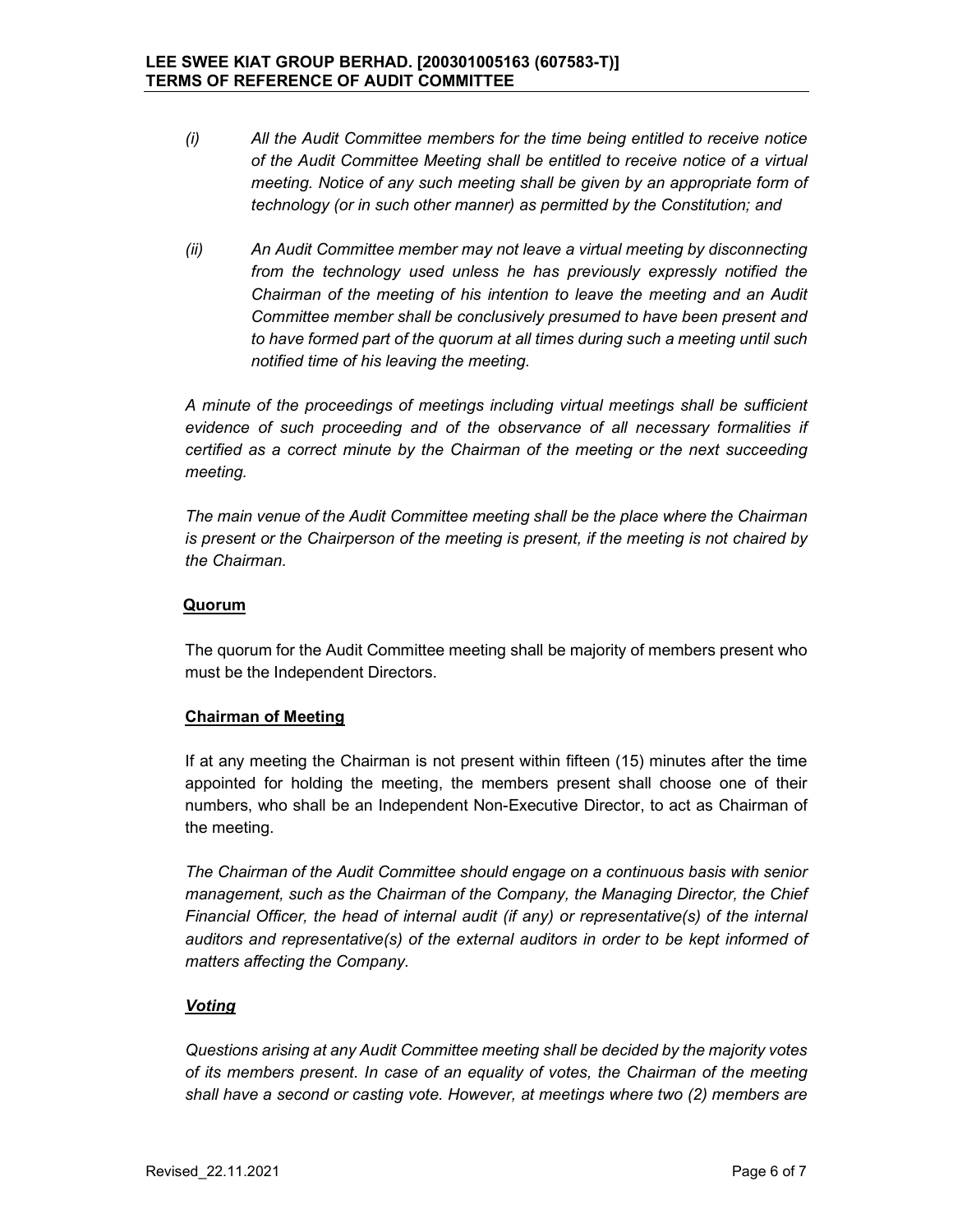*(i) All the Audit Committee members for the time being entitled to receive notice of the Audit Committee Meeting shall be entitled to receive notice of a virtual meeting. Notice of any such meeting shall be given by an appropriate form of technology (or in such other manner) as permitted by the Constitution; and*

*(ii) An Audit Committee member may not leave a virtual meeting by disconnecting from the technology used unless he has previously expressly notified the Chairman of the meeting of his intention to leave the meeting and an Audit Committee member shall be conclusively presumed to have been present and to have formed part of the quorum at all times during such a meeting until such notified time of his leaving the meeting.*

*A minute of the proceedings of meetings including virtual meetings shall be sufficient evidence of such proceeding and of the observance of all necessary formalities if certified as a correct minute by the Chairman of the meeting or the next succeeding meeting.*

*The main venue of the Audit Committee meeting shall be the place where the Chairman is present or the Chairperson of the meeting is present, if the meeting is not chaired by the Chairman.*

**Quorum**

The quorum for the Audit Committee meeting shall be majority of members present who must be the Independent Directors.

**Chairman of Meeting**

If at any meeting the Chairman is not present within fifteen (15) minutes after the time appointed for holding the meeting, the members present shall choose one of their numbers, who shall be an Independent Non-Executive Director, to act as Chairman of the meeting.

*The Chairman of the Audit Committee should engage on a continuous basis with senior management, such as the Chairman of the Company, the Managing Director, the Chief Financial Officer, the head of internal audit (if any) or representative(s) of the internal auditors and representative(s) of the external auditors in order to be kept informed of matters affecting the Company.*

***Voting***

*Questions arising at any Audit Committee meeting shall be decided by the majority votes of its members present. In case of an equality of votes, the Chairman of the meeting shall have a second or casting vote. However, at meetings where two (2) members are*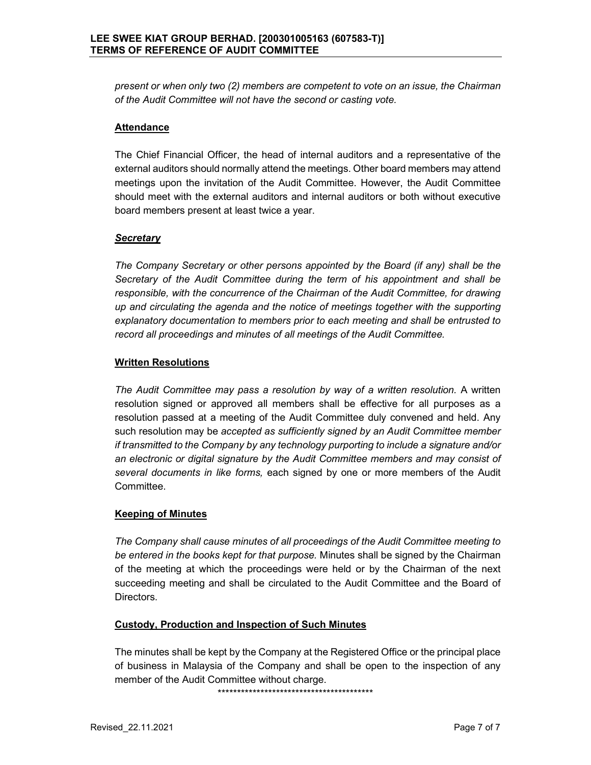*present or when only two (2) members are competent to vote on an issue, the Chairman of the Audit Committee will not have the second or casting vote.*

**Attendance**

The Chief Financial Officer, the head of internal auditors and a representative of the external auditors should normally attend the meetings. Other board members may attend meetings upon the invitation of the Audit Committee. However, the Audit Committee should meet with the external auditors and internal auditors or both without executive board members present at least twice a year.

***Secretary***

*The Company Secretary or other persons appointed by the Board (if any) shall be the Secretary of the Audit Committee during the term of his appointment and shall be responsible, with the concurrence of the Chairman of the Audit Committee, for drawing up and circulating the agenda and the notice of meetings together with the supporting explanatory documentation to members prior to each meeting and shall be entrusted to record all proceedings and minutes of all meetings of the Audit Committee.*

**Written Resolutions**

*The Audit Committee may pass a resolution by way of a written resolution.* A written resolution signed or approved all members shall be effective for all purposes as a resolution passed at a meeting of the Audit Committee duly convened and held. Any such resolution may be *accepted as sufficiently signed by an Audit Committee member if transmitted to the Company by any technology purporting to include a signature and/or an electronic or digital signature by the Audit Committee members and may consist of several documents in like forms,* each signed by one or more members of the Audit Committee.

**Keeping of Minutes**

*The Company shall cause minutes of all proceedings of the Audit Committee meeting to be entered in the books kept for that purpose.* Minutes shall be signed by the Chairman of the meeting at which the proceedings were held or by the Chairman of the next succeeding meeting and shall be circulated to the Audit Committee and the Board of Directors.

**Custody, Production and Inspection of Such Minutes**

The minutes shall be kept by the Company at the Registered Office or the principal place of business in Malaysia of the Company and shall be open to the inspection of any member of the Audit Committee without charge.

*****************************************